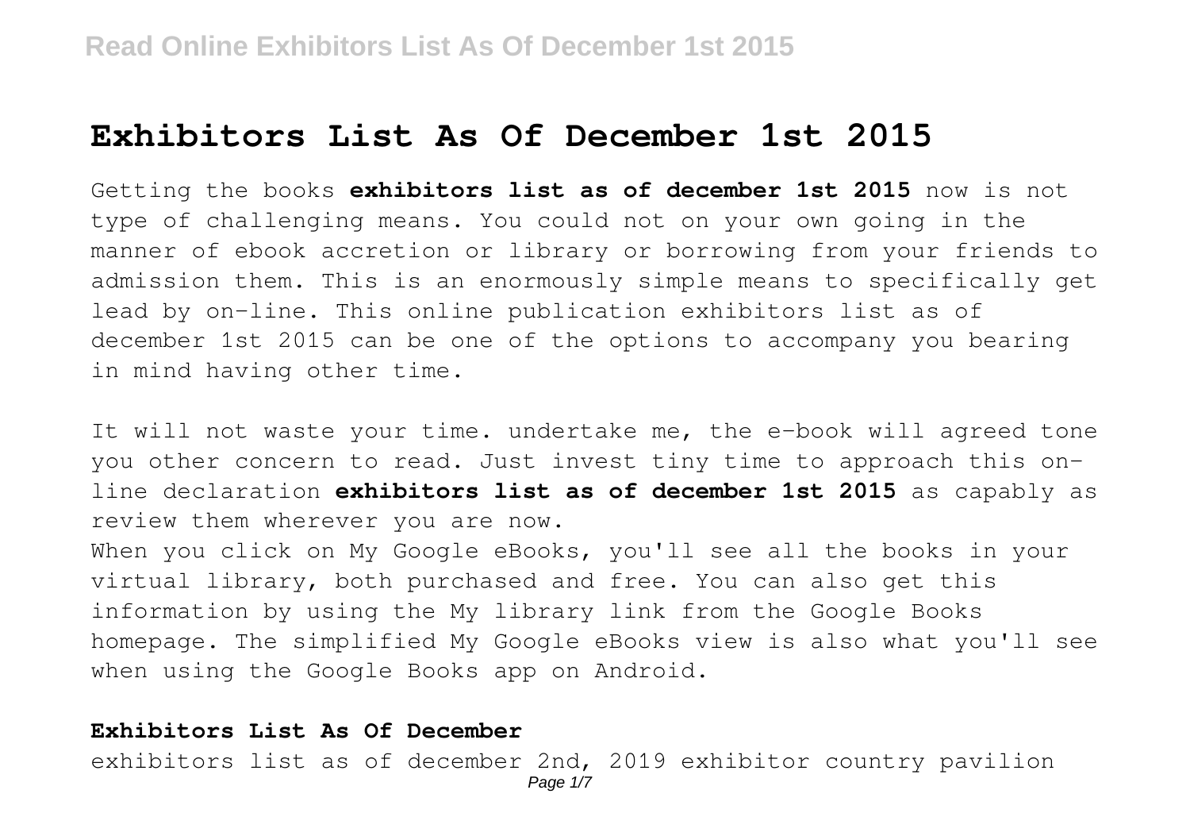# Exhibitors List As Of December 1st 2015

Getting the books **exhibitors list as of december 1st 2015** now is not type of challenging means. You could not on your own going in the manner of ebook accretion or library or borrowing from your friends to admission them. This is an enormously simple means to specifically get lead by on-line. This online publication exhibitors list as of december 1st 2015 can be one of the options to accompany you bearing in mind having other time.

It will not waste your time. undertake me, the e-book will agreed tone you other concern to read. Just invest tiny time to approach this on-line declaration **exhibitors list as of december 1st 2015** as capably as review them wherever you are now.

When you click on My Google eBooks, you'll see all the books in your virtual library, both purchased and free. You can also get this information by using the My library link from the Google Books homepage. The simplified My Google eBooks view is also what you'll see when using the Google Books app on Android.

## Exhibitors List As Of December

exhibitors list as of december 2nd, 2019 exhibitor country pavilion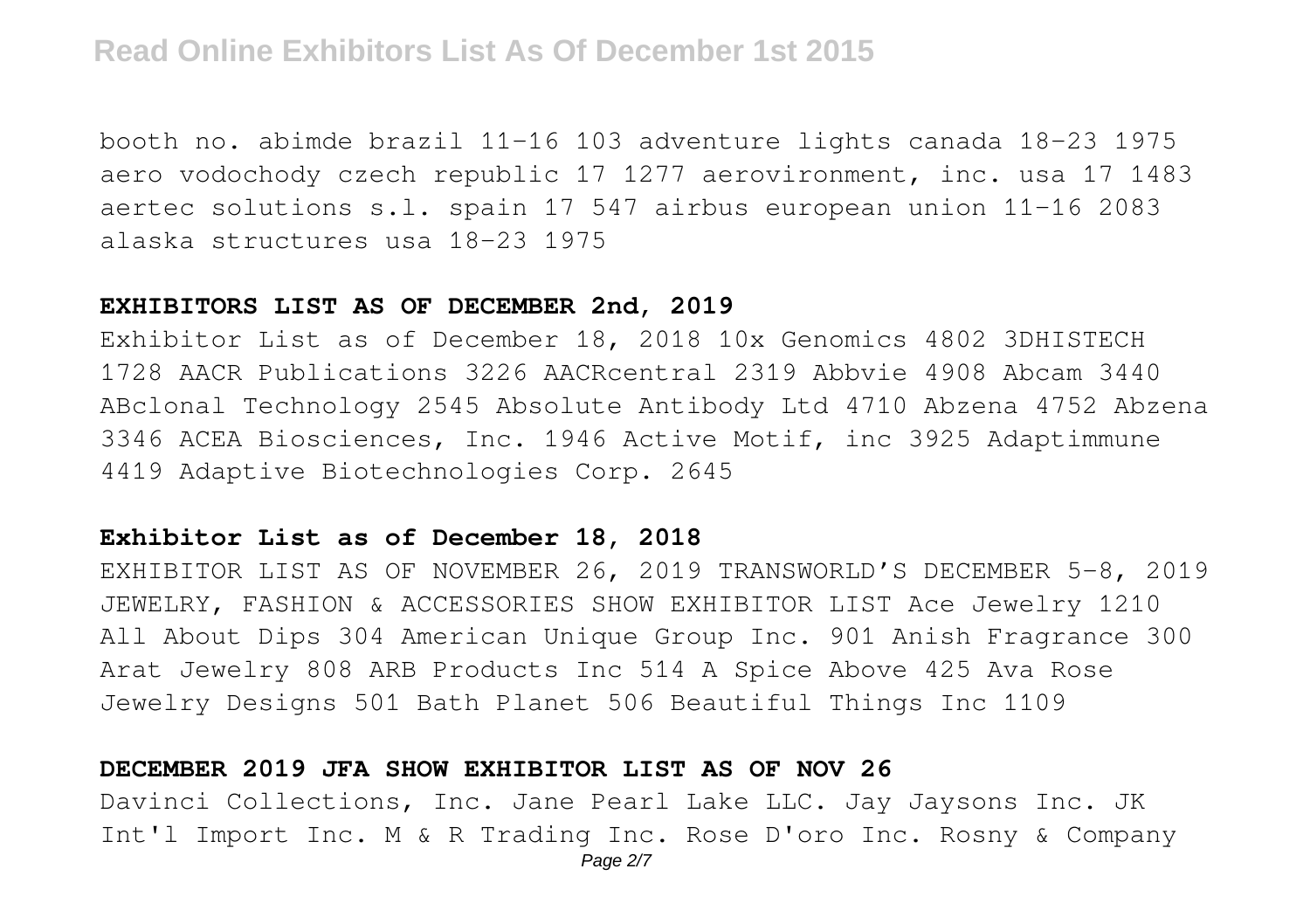booth no. abimde brazil 11-16 103 adventure lights canada 18-23 1975 aero vodochody czech republic 17 1277 aerovironment, inc. usa 17 1483 aertec solutions s.l. spain 17 547 airbus european union 11-16 2083 alaska structures usa 18-23 1975

### EXHIBITORS LIST AS OF DECEMBER 2nd, 2019

Exhibitor List as of December 18, 2018 10x Genomics 4802 3DHISTECH 1728 AACR Publications 3226 AACRcentral 2319 Abbvie 4908 Abcam 3440 ABclonal Technology 2545 Absolute Antibody Ltd 4710 Abzena 4752 Abzena 3346 ACEA Biosciences, Inc. 1946 Active Motif, inc 3925 Adaptimmune 4419 Adaptive Biotechnologies Corp. 2645

### Exhibitor List as of December 18, 2018

EXHIBITOR LIST AS OF NOVEMBER 26, 2019 TRANSWORLD'S DECEMBER 5-8, 2019 JEWELRY, FASHION & ACCESSORIES SHOW EXHIBITOR LIST Ace Jewelry 1210 All About Dips 304 American Unique Group Inc. 901 Anish Fragrance 300 Arat Jewelry 808 ARB Products Inc 514 A Spice Above 425 Ava Rose Jewelry Designs 501 Bath Planet 506 Beautiful Things Inc 1109

### DECEMBER 2019 JFA SHOW EXHIBITOR LIST AS OF NOV 26

Davinci Collections, Inc. Jane Pearl Lake LLC. Jay Jaysons Inc. JK Int'l Import Inc. M & R Trading Inc. Rose D'oro Inc. Rosny & Company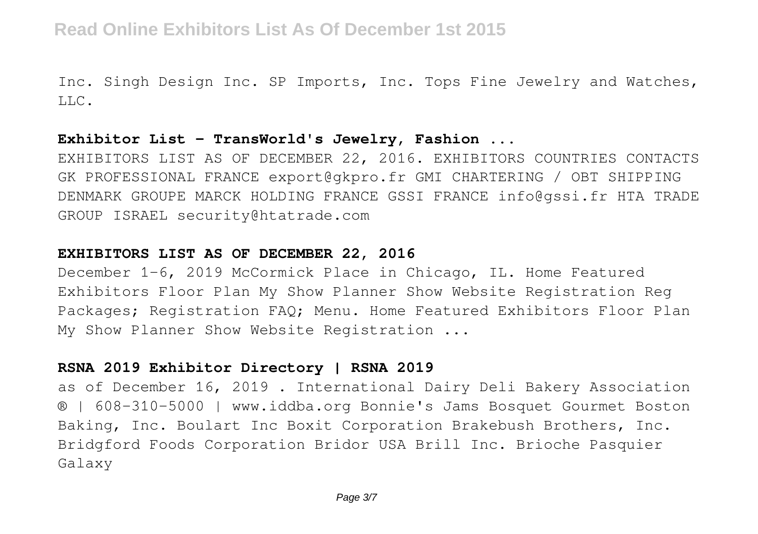Inc. Singh Design Inc. SP Imports, Inc. Tops Fine Jewelry and Watches, LLC.

### **Exhibitor List - TransWorld's Jewelry, Fashion ...**

EXHIBITORS LIST AS OF DECEMBER 22, 2016. EXHIBITORS COUNTRIES CONTACTS GK PROFESSIONAL FRANCE export@gkpro.fr GMI CHARTERING / OBT SHIPPING DENMARK GROUPE MARCK HOLDING FRANCE GSSI FRANCE info@gssi.fr HTA TRADE GROUP ISRAEL security@htatrade.com

### **EXHIBITORS LIST AS OF DECEMBER 22, 2016**

December 1-6, 2019 McCormick Place in Chicago, IL. Home Featured Exhibitors Floor Plan My Show Planner Show Website Registration Reg Packages; Registration FAQ; Menu. Home Featured Exhibitors Floor Plan My Show Planner Show Website Registration ...

### **RSNA 2019 Exhibitor Directory | RSNA 2019**

as of December 16, 2019 . International Dairy Deli Bakery Association ® | 608-310-5000 | www.iddba.org Bonnie's Jams Bosquet Gourmet Boston Baking, Inc. Boulart Inc Boxit Corporation Brakebush Brothers, Inc. Bridgford Foods Corporation Bridor USA Brill Inc. Brioche Pasquier Galaxy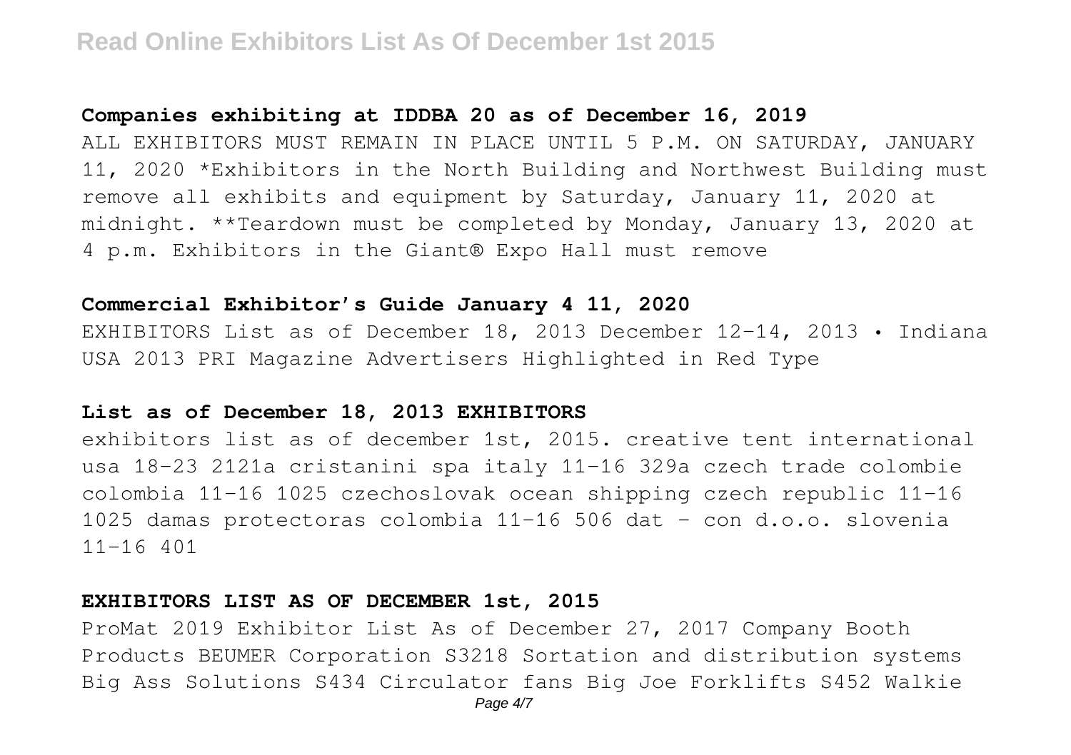### Companies exhibiting at IDDBA 20 as of December 16, 2019

ALL EXHIBITORS MUST REMAIN IN PLACE UNTIL 5 P.M. ON SATURDAY, JANUARY 11, 2020 *Exhibitors in the North Building and Northwest Building must remove all exhibits and equipment by Saturday, January 11, 2020 at midnight. **Teardown must be completed by Monday, January 13, 2020 at 4 p.m. Exhibitors in the Giant® Expo Hall must remove

### Commercial Exhibitor's Guide January 4 11, 2020

EXHIBITORS List as of December 18, 2013 December 12-14, 2013 • Indiana USA 2013 PRI Magazine Advertisers Highlighted in Red Type

### List as of December 18, 2013 EXHIBITORS

exhibitors list as of december 1st, 2015. creative tent international usa 18-23 2121a cristanini spa italy 11-16 329a czech trade colombie colombia 11-16 1025 czechoslovak ocean shipping czech republic 11-16 1025 damas protectoras colombia 11-16 506 dat - con d.o.o. slovenia 11-16 401

### EXHIBITORS LIST AS OF DECEMBER 1st, 2015

ProMat 2019 Exhibitor List As of December 27, 2017 Company Booth Products BEUMER Corporation S3218 Sortation and distribution systems Big Ass Solutions S434 Circulator fans Big Joe Forklifts S452 Walkie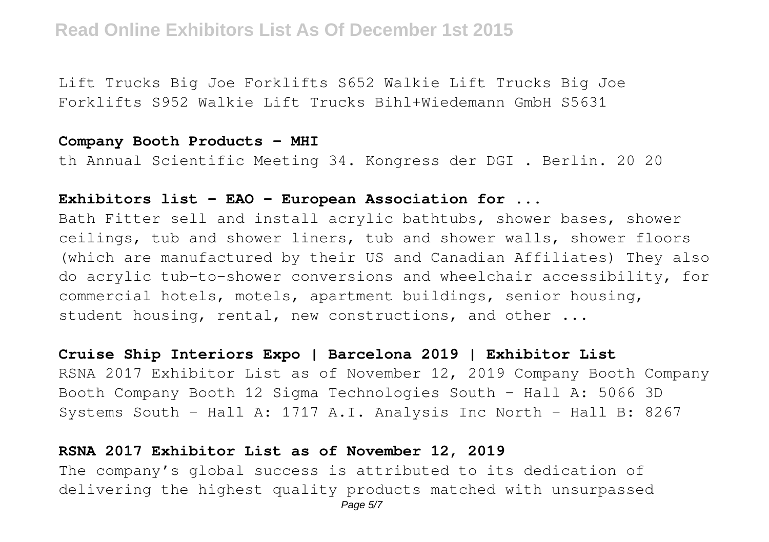Lift Trucks Big Joe Forklifts S652 Walkie Lift Trucks Big Joe Forklifts S952 Walkie Lift Trucks Bihl+Wiedemann GmbH S5631

**Company Booth Products - MHI**

th Annual Scientific Meeting 34. Kongress der DGI . Berlin. 20 20

**Exhibitors list - EAO - European Association for ...**

Bath Fitter sell and install acrylic bathtubs, shower bases, shower ceilings, tub and shower liners, tub and shower walls, shower floors (which are manufactured by their US and Canadian Affiliates) They also do acrylic tub-to-shower conversions and wheelchair accessibility, for commercial hotels, motels, apartment buildings, senior housing, student housing, rental, new constructions, and other ...

**Cruise Ship Interiors Expo | Barcelona 2019 | Exhibitor List**

RSNA 2017 Exhibitor List as of November 12, 2019 Company Booth Company Booth Company Booth 12 Sigma Technologies South - Hall A: 5066 3D Systems South - Hall A: 1717 A.I. Analysis Inc North - Hall B: 8267

**RSNA 2017 Exhibitor List as of November 12, 2019**

The company's global success is attributed to its dedication of delivering the highest quality products matched with unsurpassed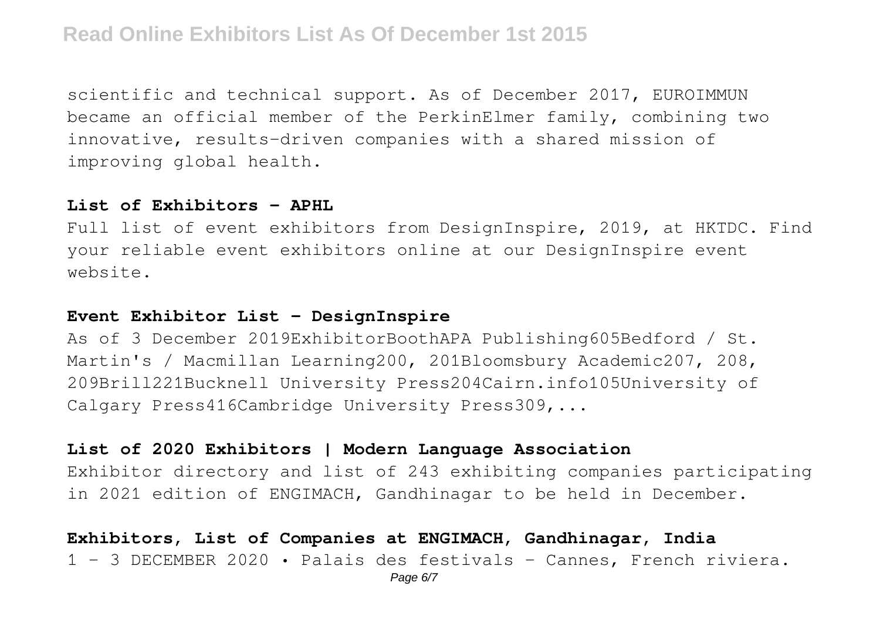scientific and technical support. As of December 2017, EUROIMMUN became an official member of the PerkinElmer family, combining two innovative, results-driven companies with a shared mission of improving global health.

**List of Exhibitors - APHL**

Full list of event exhibitors from DesignInspire, 2019, at HKTDC. Find your reliable event exhibitors online at our DesignInspire event website.

**Event Exhibitor List - DesignInspire**

As of 3 December 2019ExhibitorBoothAPA Publishing605Bedford / St. Martin's / Macmillan Learning200, 201Bloomsbury Academic207, 208, 209Brill221Bucknell University Press204Cairn.info105University of Calgary Press416Cambridge University Press309,...

**List of 2020 Exhibitors | Modern Language Association**

Exhibitor directory and list of 243 exhibiting companies participating in 2021 edition of ENGIMACH, Gandhinagar to be held in December.

**Exhibitors, List of Companies at ENGIMACH, Gandhinagar, India**

1 - 3 DECEMBER 2020 • Palais des festivals - Cannes, French riviera.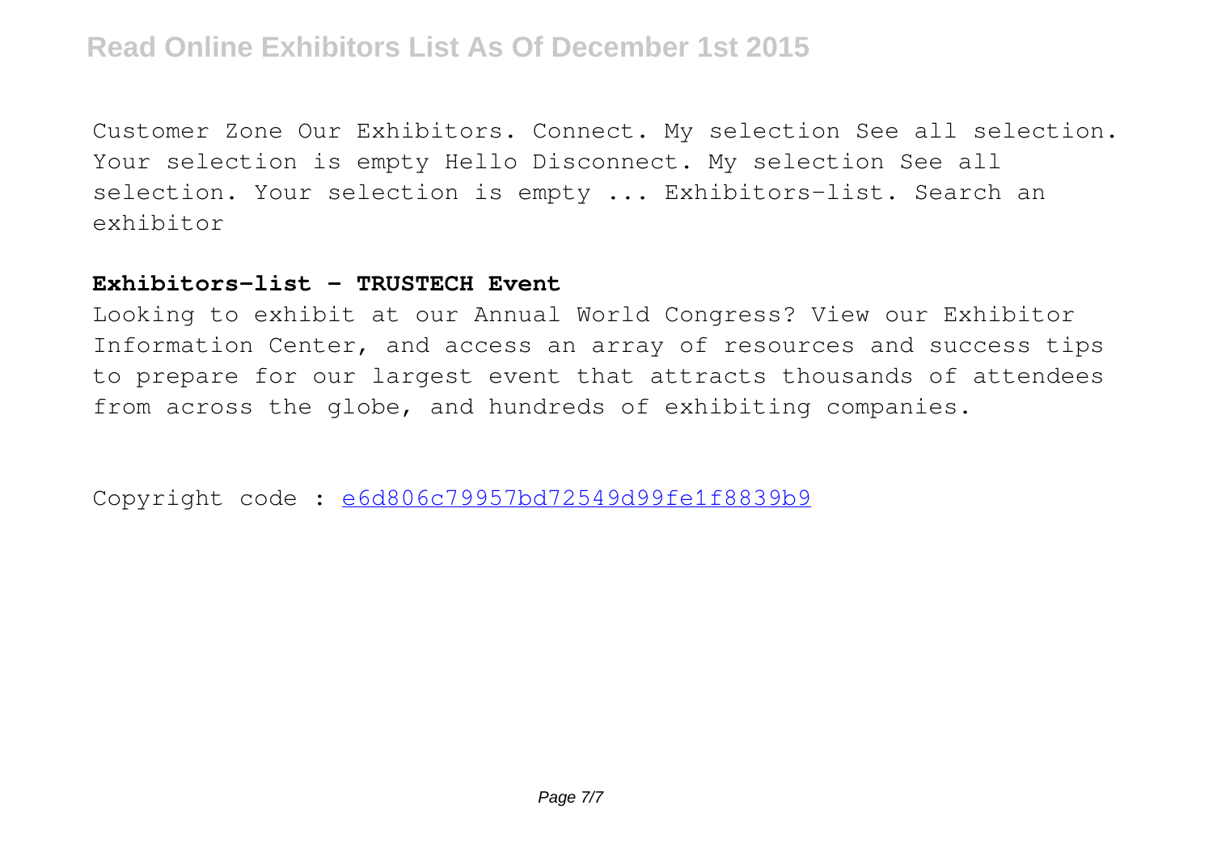Customer Zone Our Exhibitors. Connect. My selection See all selection. Your selection is empty Hello Disconnect. My selection See all selection. Your selection is empty ... Exhibitors-list. Search an exhibitor

**Exhibitors-list - TRUSTECH Event**

Looking to exhibit at our Annual World Congress? View our Exhibitor Information Center, and access an array of resources and success tips to prepare for our largest event that attracts thousands of attendees from across the globe, and hundreds of exhibiting companies.

Copyright code : e6d806c79957bd72549d99fe1f8839b9